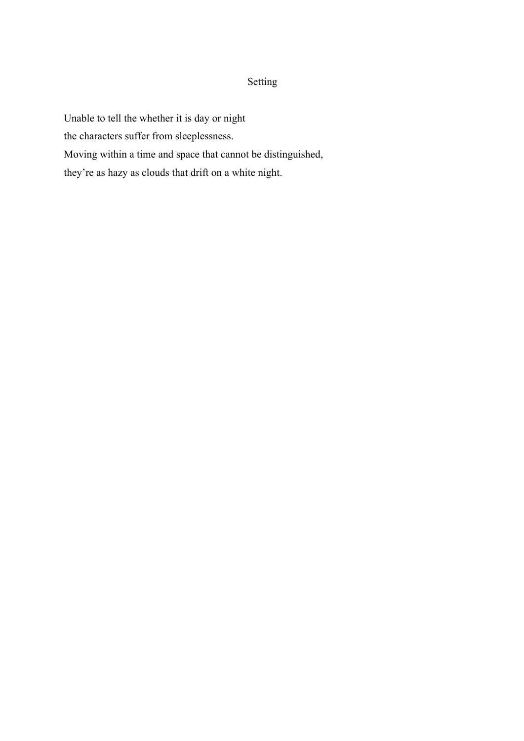# Setting

Unable to tell the whether it is day or night
the characters suffer from sleeplessness.
Moving within a time and space that cannot be distinguished,
they’re as hazy as clouds that drift on a white night.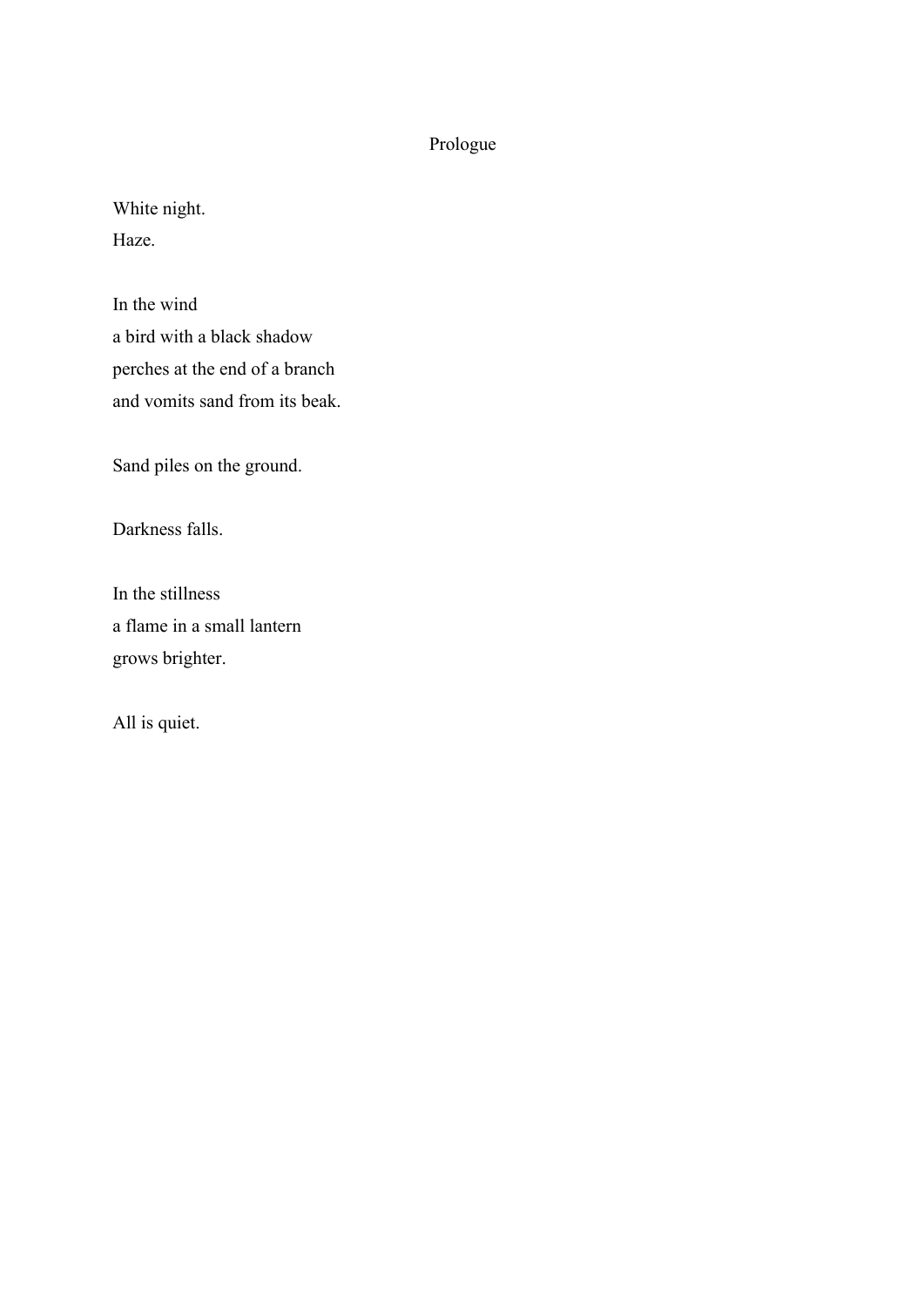# Prologue

White night.  
Haze.

In the wind  
a bird with a black shadow  
perches at the end of a branch  
and vomits sand from its beak.

Sand piles on the ground.

Darkness falls.

In the stillness  
a flame in a small lantern  
grows brighter.

All is quiet.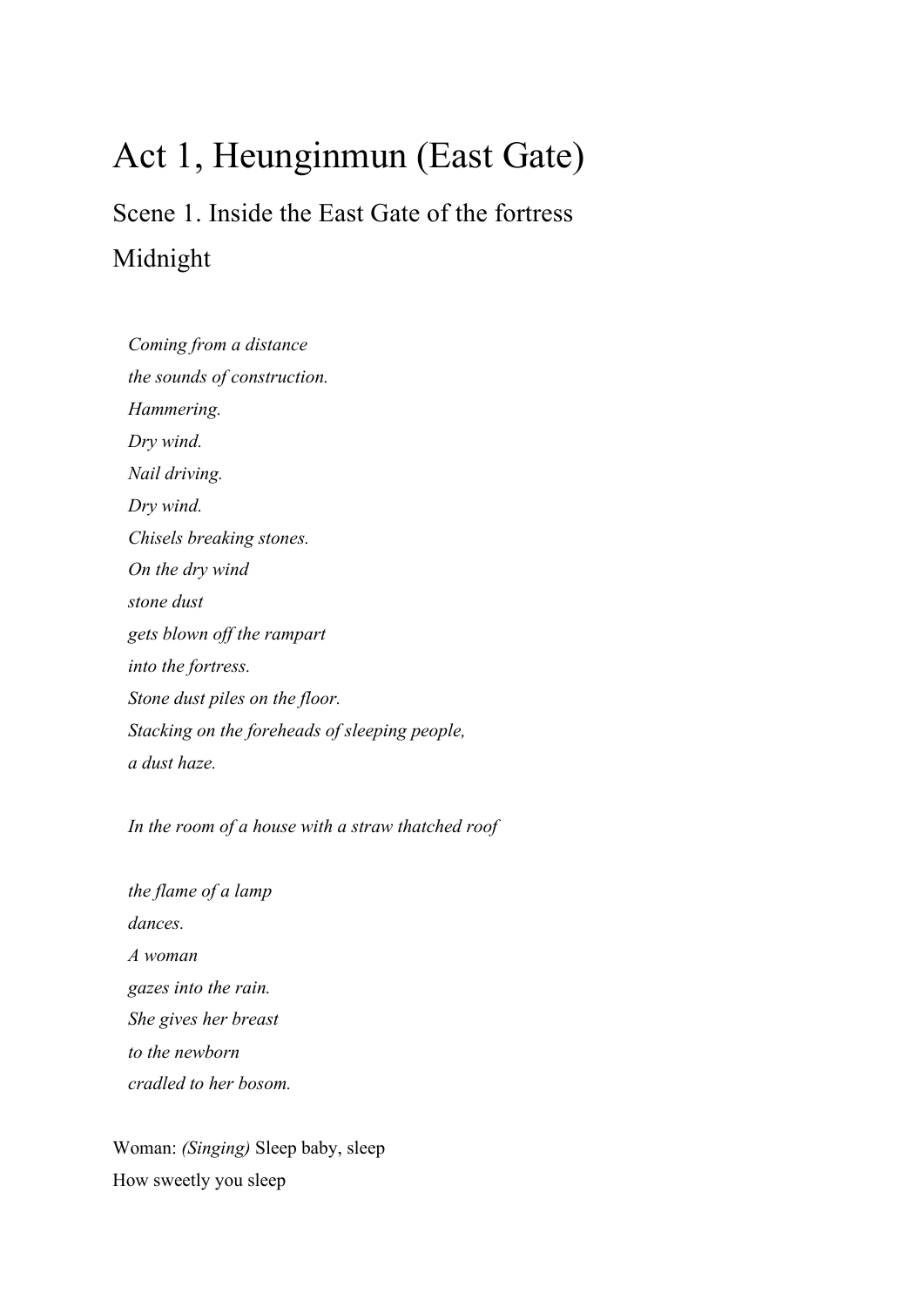# Act 1, Heunginmun (East Gate)

## Scene 1. Inside the East Gate of the fortress

## Midnight

*Coming from a distance*
*the sounds of construction.*
*Hammering.*
*Dry wind.*
*Nail driving.*
*Dry wind.*
*Chisels breaking stones.*
*On the dry wind*
*stone dust*
*gets blown off the rampart*
*into the fortress.*
*Stone dust piles on the floor.*
*Stacking on the foreheads of sleeping people,*
*a dust haze.*

*In the room of a house with a straw thatched roof*

*the flame of a lamp*
*dances.*
*A woman*
*gazes into the rain.*
*She gives her breast*
*to the newborn*
*cradled to her bosom.*

Woman: *(Singing)* Sleep baby, sleep
How sweetly you sleep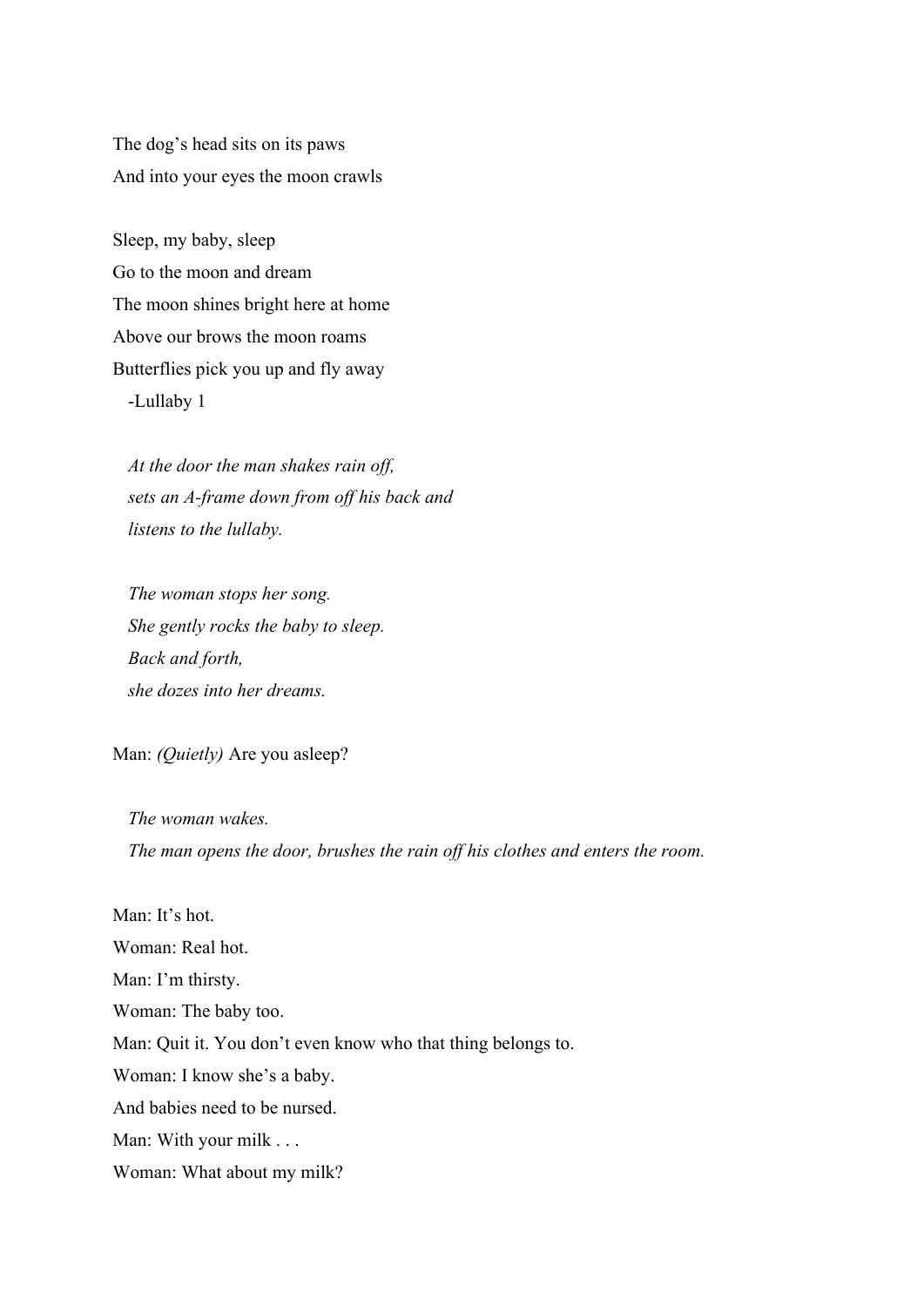The dog's head sits on its paws
And into your eyes the moon crawls

Sleep, my baby, sleep
Go to the moon and dream
The moon shines bright here at home
Above our brows the moon roams
Butterflies pick you up and fly away
-Lullaby 1

*At the door the man shakes rain off,*
*sets an A-frame down from off his back and*
*listens to the lullaby.*

*The woman stops her song.*
*She gently rocks the baby to sleep.*
*Back and forth,*
*she dozes into her dreams.*

Man: *(Quietly)* Are you asleep?

*The woman wakes.*
*The man opens the door, brushes the rain off his clothes and enters the room.*

Man: It's hot.
Woman: Real hot.
Man: I'm thirsty.
Woman: The baby too.
Man: Quit it. You don't even know who that thing belongs to.
Woman: I know she's a baby.
And babies need to be nursed.
Man: With your milk . . .
Woman: What about my milk?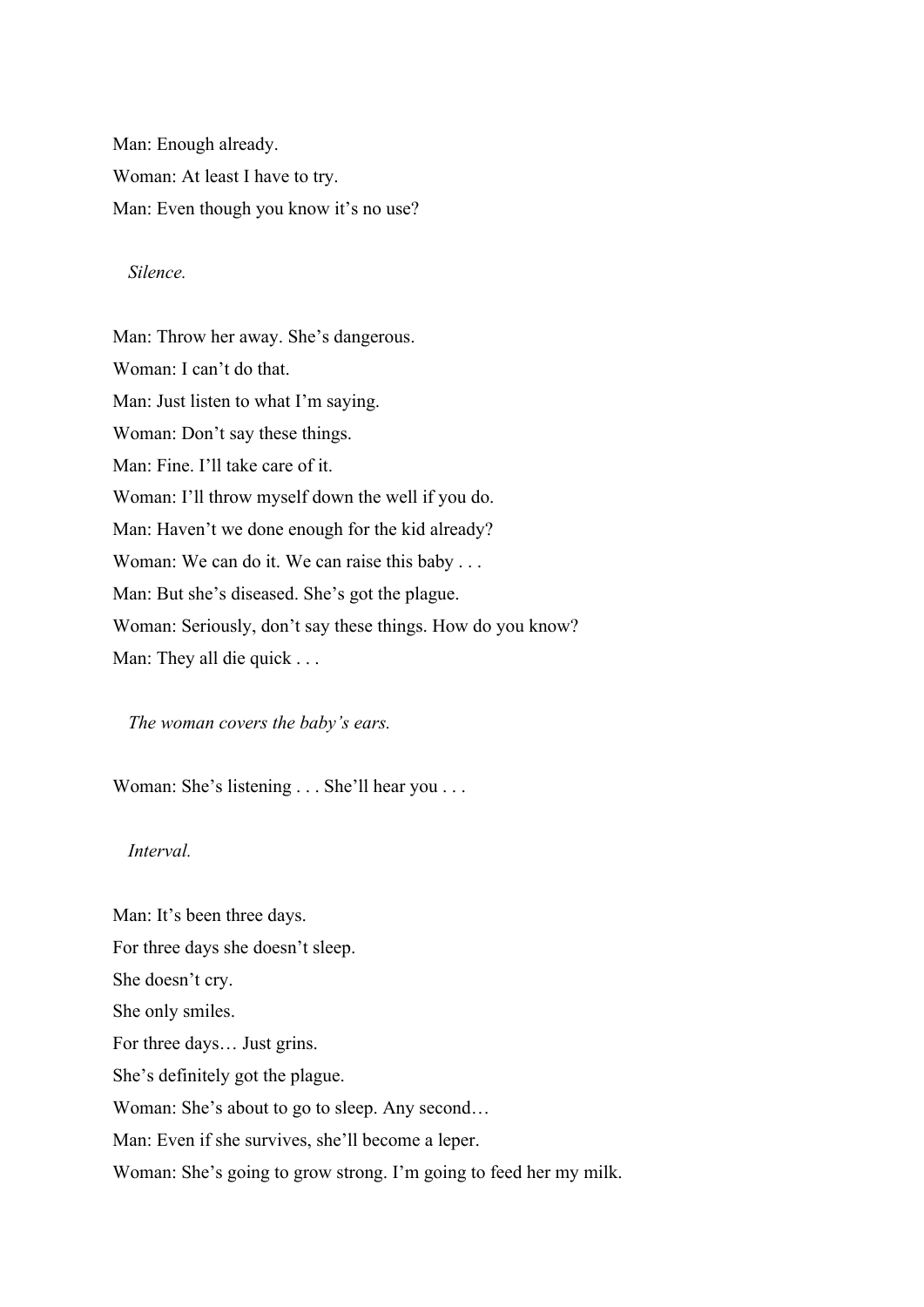Man: Enough already.

Woman: At least I have to try.

Man: Even though you know it's no use?

*Silence.*

Man: Throw her away. She's dangerous.

Woman: I can't do that.

Man: Just listen to what I'm saying.

Woman: Don't say these things.

Man: Fine. I'll take care of it.

Woman: I'll throw myself down the well if you do.

Man: Haven't we done enough for the kid already?

Woman: We can do it. We can raise this baby . . .

Man: But she's diseased. She's got the plague.

Woman: Seriously, don't say these things. How do you know?

Man: They all die quick . . .

*The woman covers the baby's ears.*

Woman: She's listening . . . She'll hear you . . .

*Interval.*

Man: It's been three days.
For three days she doesn't sleep.
She doesn't cry.
She only smiles.
For three days… Just grins.
She's definitely got the plague.

Woman: She's about to go to sleep. Any second…

Man: Even if she survives, she'll become a leper.

Woman: She's going to grow strong. I'm going to feed her my milk.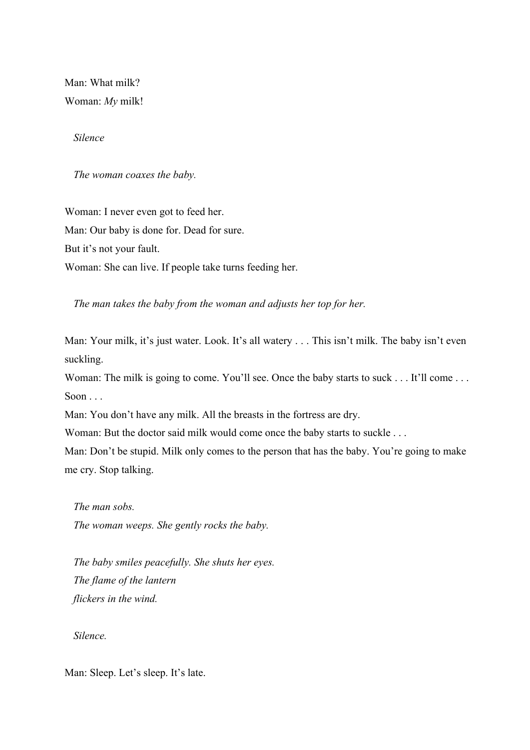Man: What milk?

Woman: *My* milk!

*Silence*

*The woman coaxes the baby.*

Woman: I never even got to feed her.

Man: Our baby is done for. Dead for sure.

But it's not your fault.

Woman: She can live. If people take turns feeding her.

*The man takes the baby from the woman and adjusts her top for her.*

Man: Your milk, it's just water. Look. It's all watery . . . This isn't milk. The baby isn't even suckling.

Woman: The milk is going to come. You'll see. Once the baby starts to suck . . . It'll come . . . Soon . . .

Man: You don't have any milk. All the breasts in the fortress are dry.

Woman: But the doctor said milk would come once the baby starts to suckle . . .

Man: Don't be stupid. Milk only comes to the person that has the baby. You're going to make me cry. Stop talking.

*The man sobs.*
*The woman weeps. She gently rocks the baby.*

*The baby smiles peacefully. She shuts her eyes.*
*The flame of the lantern*
*flickers in the wind.*

*Silence.*

Man: Sleep. Let's sleep. It's late.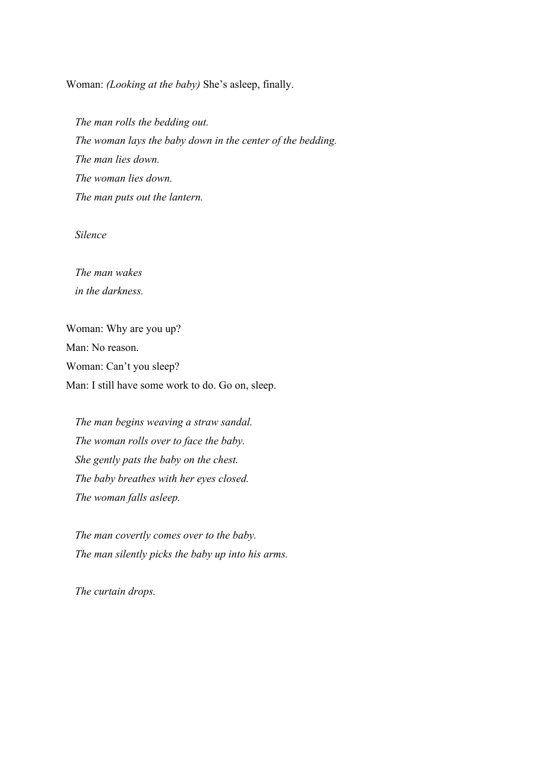Woman: *(Looking at the baby)* She's asleep, finally.

*The man rolls the bedding out.*
*The woman lays the baby down in the center of the bedding.*
*The man lies down.*
*The woman lies down.*
*The man puts out the lantern.*

*Silence*

*The man wakes*
*in the darkness.*

Woman: Why are you up?
Man: No reason.
Woman: Can't you sleep?
Man: I still have some work to do. Go on, sleep.

*The man begins weaving a straw sandal.*
*The woman rolls over to face the baby.*
*She gently pats the baby on the chest.*
*The baby breathes with her eyes closed.*
*The woman falls asleep.*

*The man covertly comes over to the baby.*
*The man silently picks the baby up into his arms.*

*The curtain drops.*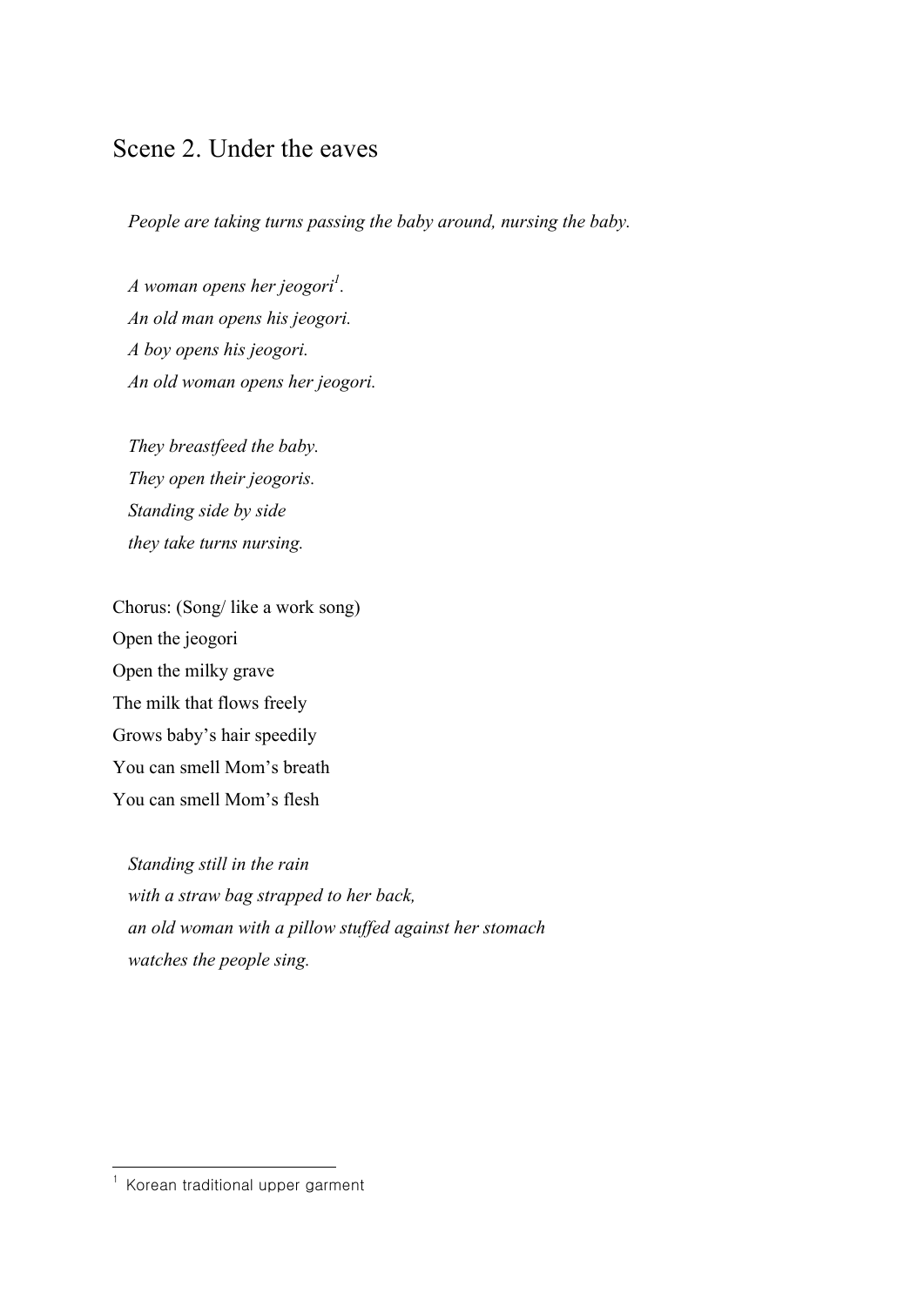## Scene 2. Under the eaves

*People are taking turns passing the baby around, nursing the baby.*

*A woman opens her jeogori*[1]*.*  
*An old man opens his jeogori.*  
*A boy opens his jeogori.*  
*An old woman opens her jeogori.*

*They breastfeed the baby.*  
*They open their jeogoris.*  
*Standing side by side*  
*they take turns nursing.*

Chorus: (Song/ like a work song)  
Open the jeogori  
Open the milky grave  
The milk that flows freely  
Grows baby's hair speedily  
You can smell Mom's breath  
You can smell Mom's flesh

*Standing still in the rain*  
*with a straw bag strapped to her back,*  
*an old woman with a pillow stuffed against her stomach*  
*watches the people sing.*

---

[1] Korean traditional upper garment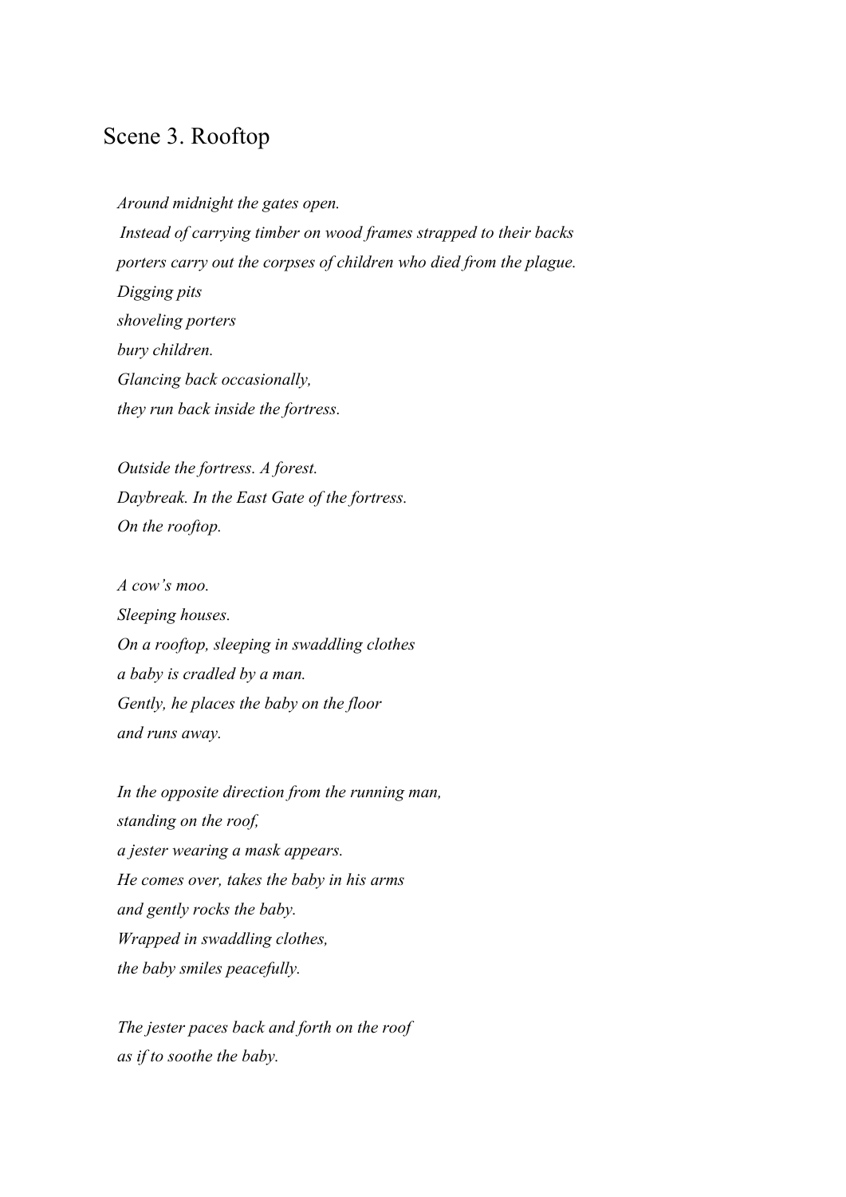## Scene 3. Rooftop

*Around midnight the gates open.*
*Instead of carrying timber on wood frames strapped to their backs*
*porters carry out the corpses of children who died from the plague.*
*Digging pits*
*shoveling porters*
*bury children.*
*Glancing back occasionally,*
*they run back inside the fortress.*

*Outside the fortress. A forest.*
*Daybreak. In the East Gate of the fortress.*
*On the rooftop.*

*A cow's moo.*
*Sleeping houses.*
*On a rooftop, sleeping in swaddling clothes*
*a baby is cradled by a man.*
*Gently, he places the baby on the floor*
*and runs away.*

*In the opposite direction from the running man,*
*standing on the roof,*
*a jester wearing a mask appears.*
*He comes over, takes the baby in his arms*
*and gently rocks the baby.*
*Wrapped in swaddling clothes,*
*the baby smiles peacefully.*

*The jester paces back and forth on the roof*
*as if to soothe the baby.*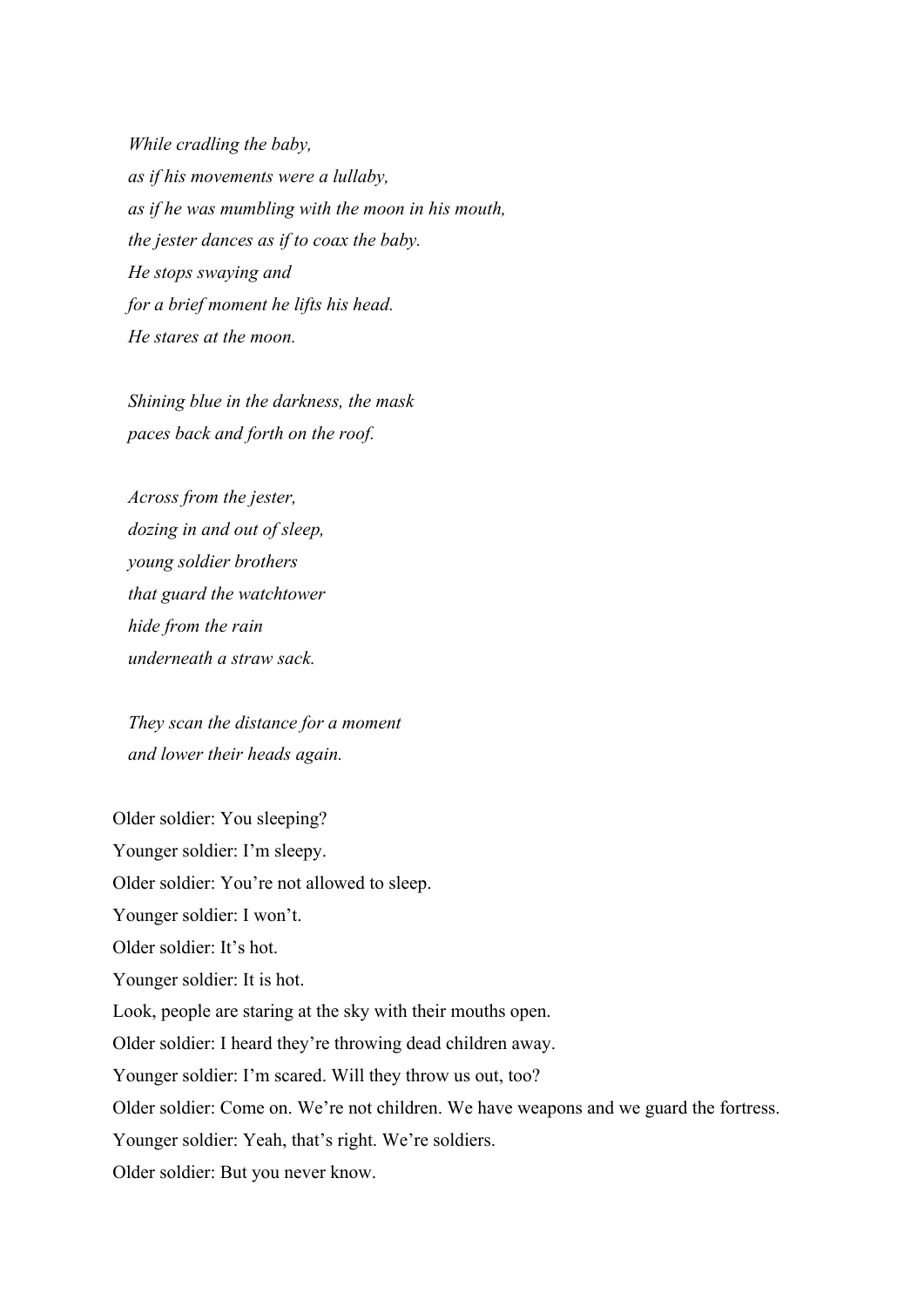*While cradling the baby,*
*as if his movements were a lullaby,*
*as if he was mumbling with the moon in his mouth,*
*the jester dances as if to coax the baby.*
*He stops swaying and*
*for a brief moment he lifts his head.*
*He stares at the moon.*

*Shining blue in the darkness, the mask*
*paces back and forth on the roof.*

*Across from the jester,*
*dozing in and out of sleep,*
*young soldier brothers*
*that guard the watchtower*
*hide from the rain*
*underneath a straw sack.*

*They scan the distance for a moment*
*and lower their heads again.*

Older soldier: You sleeping?
Younger soldier: I'm sleepy.
Older soldier: You're not allowed to sleep.
Younger soldier: I won't.
Older soldier: It's hot.
Younger soldier: It is hot.
Look, people are staring at the sky with their mouths open.
Older soldier: I heard they're throwing dead children away.
Younger soldier: I'm scared. Will they throw us out, too?
Older soldier: Come on. We're not children. We have weapons and we guard the fortress.
Younger soldier: Yeah, that's right. We're soldiers.
Older soldier: But you never know.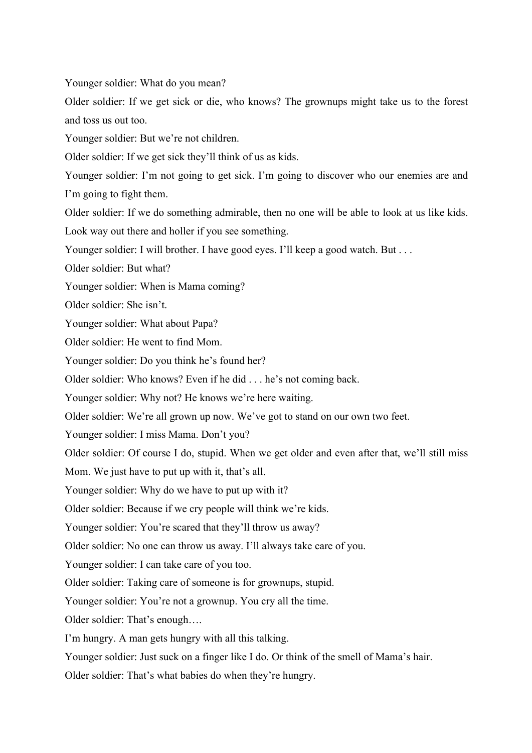Younger soldier: What do you mean?

Older soldier: If we get sick or die, who knows? The grownups might take us to the forest and toss us out too.

Younger soldier: But we're not children.

Older soldier: If we get sick they'll think of us as kids.

Younger soldier: I'm not going to get sick. I'm going to discover who our enemies are and I'm going to fight them.

Older soldier: If we do something admirable, then no one will be able to look at us like kids. Look way out there and holler if you see something.

Younger soldier: I will brother. I have good eyes. I'll keep a good watch. But . . .

Older soldier: But what?

Younger soldier: When is Mama coming?

Older soldier: She isn't.

Younger soldier: What about Papa?

Older soldier: He went to find Mom.

Younger soldier: Do you think he's found her?

Older soldier: Who knows? Even if he did . . . he's not coming back.

Younger soldier: Why not? He knows we're here waiting.

Older soldier: We're all grown up now. We've got to stand on our own two feet.

Younger soldier: I miss Mama. Don't you?

Older soldier: Of course I do, stupid. When we get older and even after that, we'll still miss Mom. We just have to put up with it, that's all.

Younger soldier: Why do we have to put up with it?

Older soldier: Because if we cry people will think we're kids.

Younger soldier: You're scared that they'll throw us away?

Older soldier: No one can throw us away. I'll always take care of you.

Younger soldier: I can take care of you too.

Older soldier: Taking care of someone is for grownups, stupid.

Younger soldier: You're not a grownup. You cry all the time.

Older soldier: That's enough….

I'm hungry. A man gets hungry with all this talking.

Younger soldier: Just suck on a finger like I do. Or think of the smell of Mama's hair.

Older soldier: That's what babies do when they're hungry.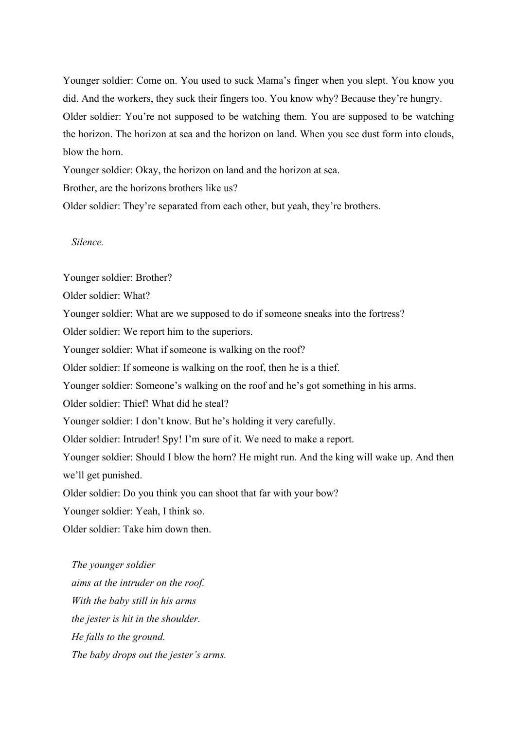Younger soldier: Come on. You used to suck Mama's finger when you slept. You know you did. And the workers, they suck their fingers too. You know why? Because they're hungry.

Older soldier: You're not supposed to be watching them. You are supposed to be watching the horizon. The horizon at sea and the horizon on land. When you see dust form into clouds, blow the horn.

Younger soldier: Okay, the horizon on land and the horizon at sea.
Brother, are the horizons brothers like us?

Older soldier: They're separated from each other, but yeah, they're brothers.

*Silence.*

Younger soldier: Brother?

Older soldier: What?

Younger soldier: What are we supposed to do if someone sneaks into the fortress?

Older soldier: We report him to the superiors.

Younger soldier: What if someone is walking on the roof?

Older soldier: If someone is walking on the roof, then he is a thief.

Younger soldier: Someone's walking on the roof and he's got something in his arms.

Older soldier: Thief! What did he steal?

Younger soldier: I don't know. But he's holding it very carefully.

Older soldier: Intruder! Spy! I'm sure of it. We need to make a report.

Younger soldier: Should I blow the horn? He might run. And the king will wake up. And then we'll get punished.

Older soldier: Do you think you can shoot that far with your bow?

Younger soldier: Yeah, I think so.

Older soldier: Take him down then.

*The younger soldier*
*aims at the intruder on the roof.*
*With the baby still in his arms*
*the jester is hit in the shoulder.*
*He falls to the ground.*
*The baby drops out the jester's arms.*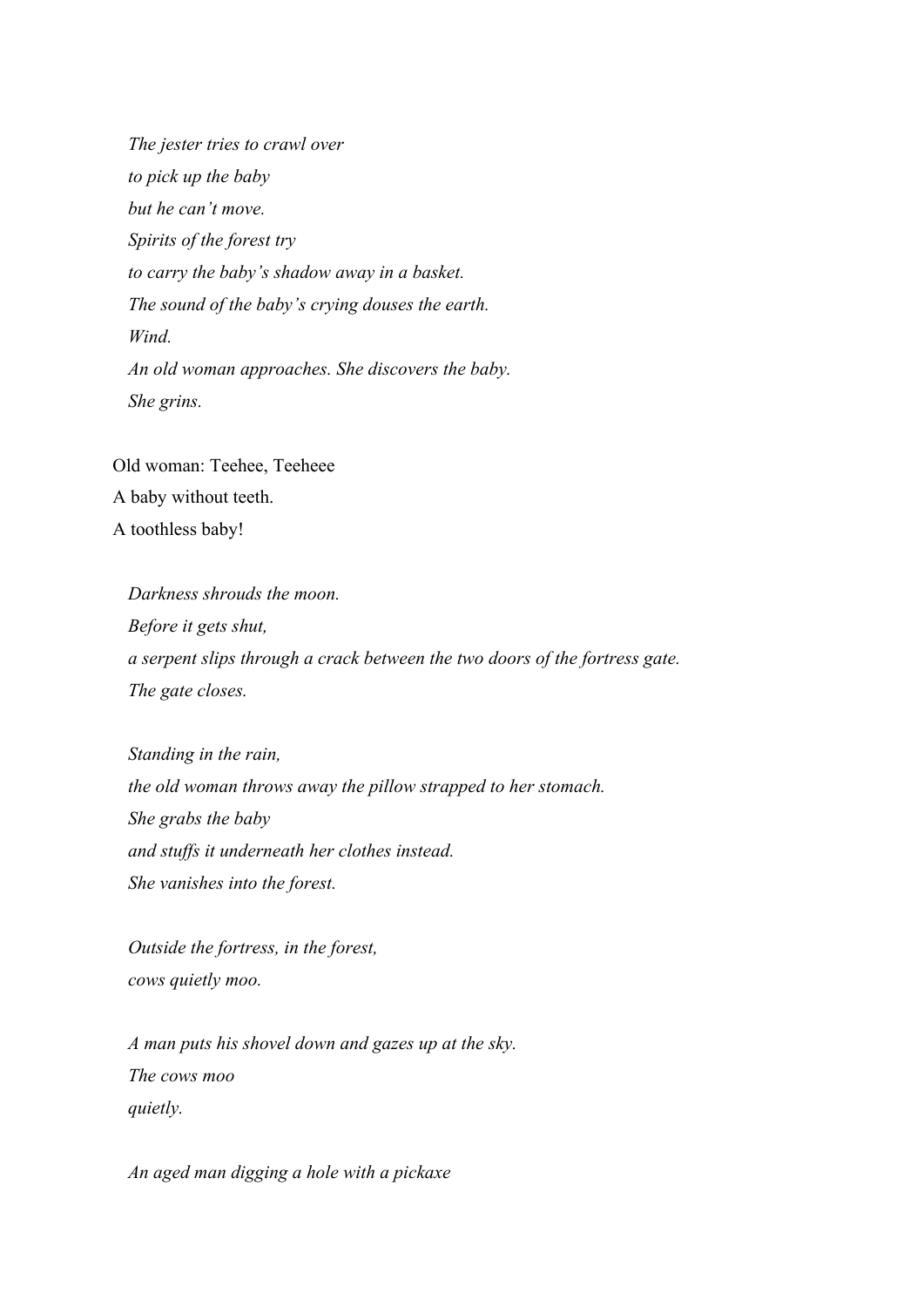*The jester tries to crawl over*  
*to pick up the baby*  
*but he can't move.*  
*Spirits of the forest try*  
*to carry the baby's shadow away in a basket.*  
*The sound of the baby's crying douses the earth.*  
*Wind.*  
*An old woman approaches. She discovers the baby.*  
*She grins.*

Old woman: Teehee, Teeheee  
A baby without teeth.  
A toothless baby!

*Darkness shrouds the moon.*  
*Before it gets shut,*  
*a serpent slips through a crack between the two doors of the fortress gate.*  
*The gate closes.*

*Standing in the rain,*  
*the old woman throws away the pillow strapped to her stomach.*  
*She grabs the baby*  
*and stuffs it underneath her clothes instead.*  
*She vanishes into the forest.*

*Outside the fortress, in the forest,*  
*cows quietly moo.*

*A man puts his shovel down and gazes up at the sky.*  
*The cows moo*  
*quietly.*

*An aged man digging a hole with a pickaxe*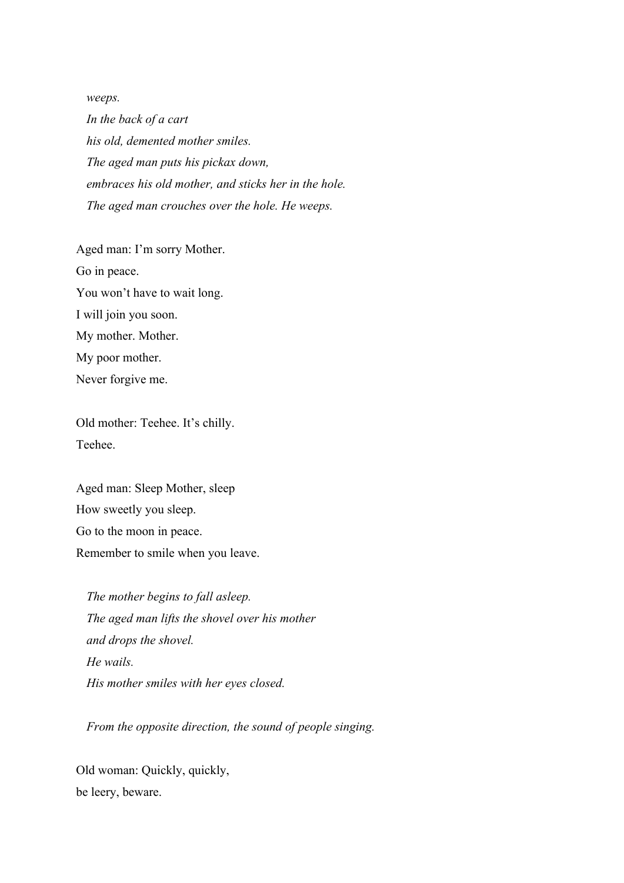*weeps.*
*In the back of a cart*
*his old, demented mother smiles.*
*The aged man puts his pickax down,*
*embraces his old mother, and sticks her in the hole.*
*The aged man crouches over the hole. He weeps.*

Aged man: I'm sorry Mother.
Go in peace.
You won't have to wait long.
I will join you soon.
My mother. Mother.
My poor mother.
Never forgive me.

Old mother: Teehee. It's chilly.
Teehee.

Aged man: Sleep Mother, sleep
How sweetly you sleep.
Go to the moon in peace.
Remember to smile when you leave.

*The mother begins to fall asleep.*
*The aged man lifts the shovel over his mother*
*and drops the shovel.*
*He wails.*
*His mother smiles with her eyes closed.*

*From the opposite direction, the sound of people singing.*

Old woman: Quickly, quickly,
be leery, beware.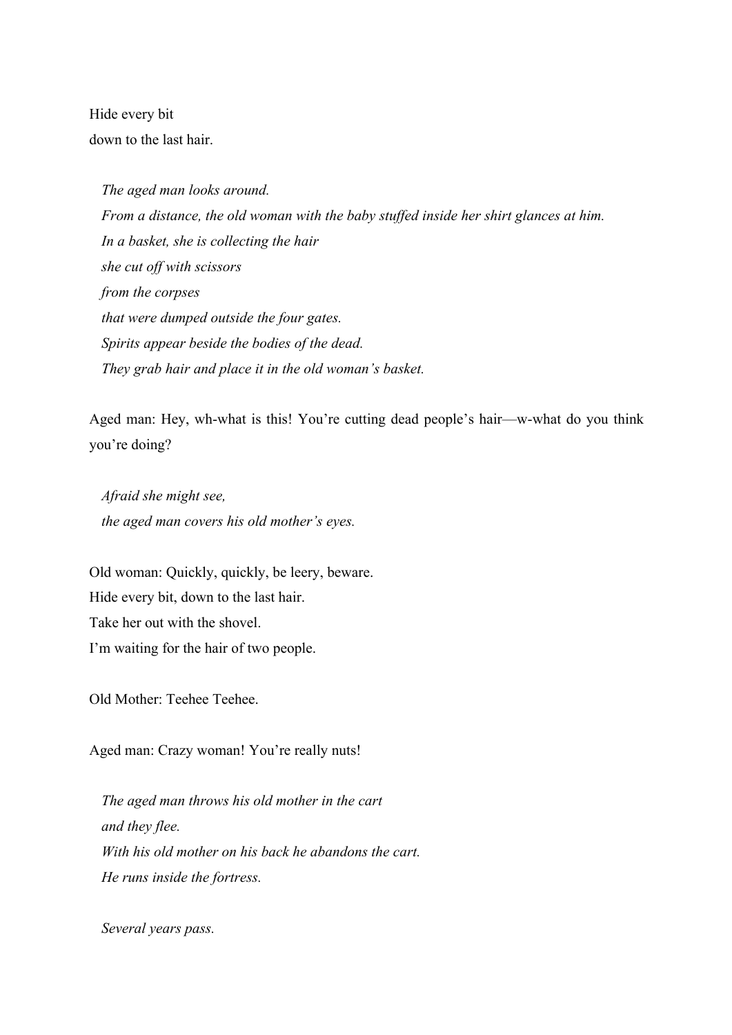Hide every bit  
down to the last hair.

*The aged man looks around.*  
*From a distance, the old woman with the baby stuffed inside her shirt glances at him.*  
*In a basket, she is collecting the hair*  
*she cut off with scissors*  
*from the corpses*  
*that were dumped outside the four gates.*  
*Spirits appear beside the bodies of the dead.*  
*They grab hair and place it in the old woman's basket.*

Aged man: Hey, wh-what is this! You're cutting dead people's hair—w-what do you think you're doing?

*Afraid she might see,*  
*the aged man covers his old mother's eyes.*

Old woman: Quickly, quickly, be leery, beware.  
Hide every bit, down to the last hair.  
Take her out with the shovel.  
I'm waiting for the hair of two people.

Old Mother: Teehee Teehee.

Aged man: Crazy woman! You're really nuts!

*The aged man throws his old mother in the cart*  
*and they flee.*  
*With his old mother on his back he abandons the cart.*  
*He runs inside the fortress.*

*Several years pass.*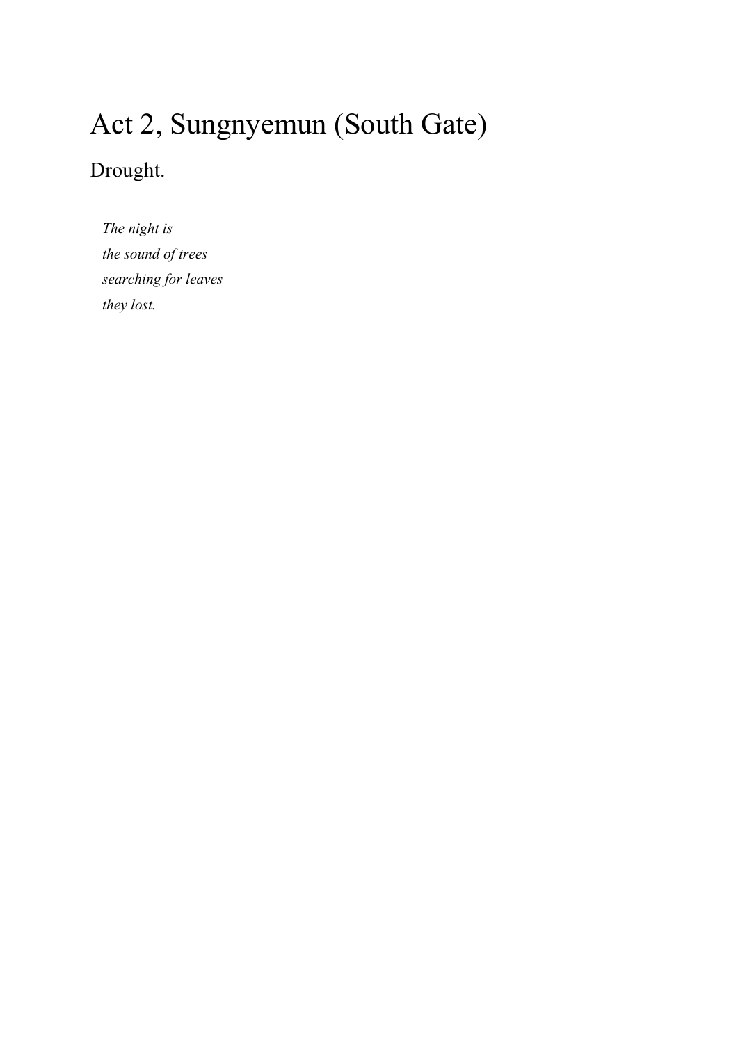# Act 2, Sungnyemun (South Gate)

Drought.

*The night is*
*the sound of trees*
*searching for leaves*
*they lost.*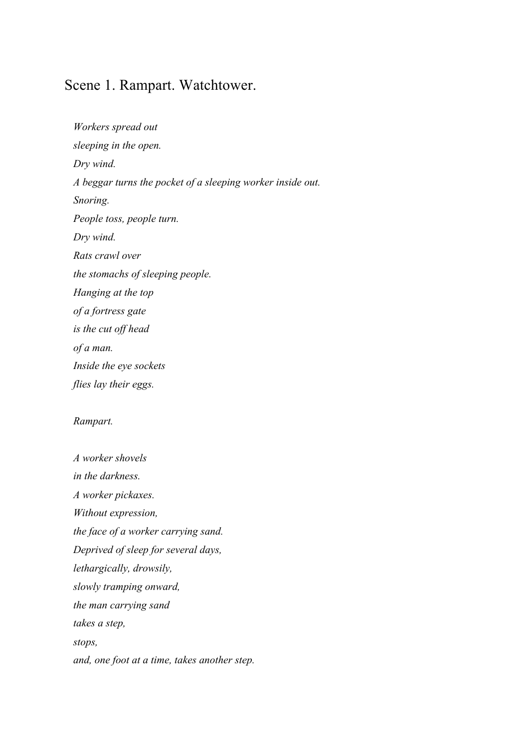# Scene 1. Rampart. Watchtower.

*Workers spread out*  
*sleeping in the open.*  
*Dry wind.*  
*A beggar turns the pocket of a sleeping worker inside out.*  
*Snoring.*  
*People toss, people turn.*  
*Dry wind.*  
*Rats crawl over*  
*the stomachs of sleeping people.*  
*Hanging at the top*  
*of a fortress gate*  
*is the cut off head*  
*of a man.*  
*Inside the eye sockets*  
*flies lay their eggs.*

*Rampart.*

*A worker shovels*  
*in the darkness.*  
*A worker pickaxes.*  
*Without expression,*  
*the face of a worker carrying sand.*  
*Deprived of sleep for several days,*  
*lethargically, drowsily,*  
*slowly tramping onward,*  
*the man carrying sand*  
*takes a step,*  
*stops,*  
*and, one foot at a time, takes another step.*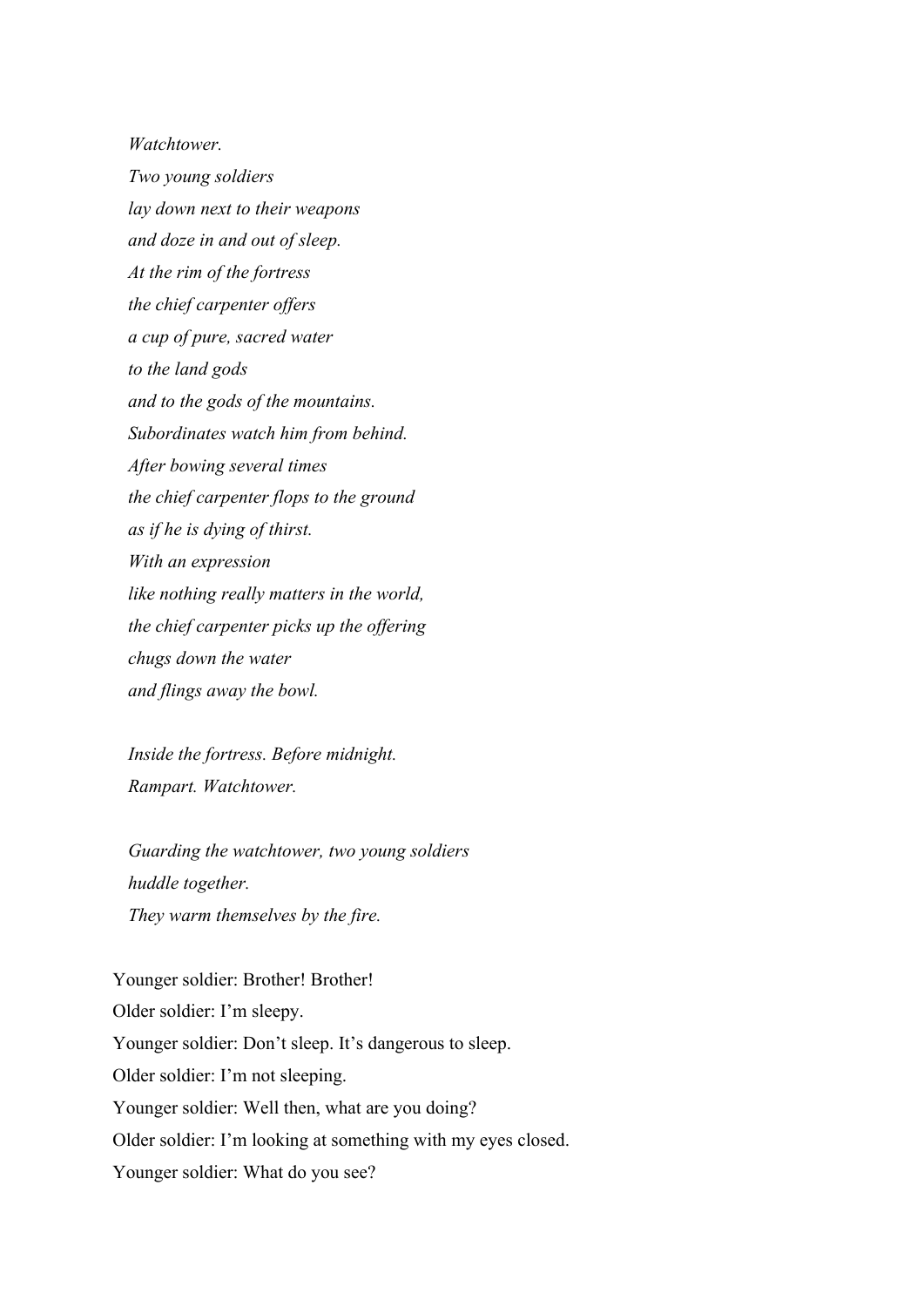*Watchtower.*  
*Two young soldiers*  
*lay down next to their weapons*  
*and doze in and out of sleep.*  
*At the rim of the fortress*  
*the chief carpenter offers*  
*a cup of pure, sacred water*  
*to the land gods*  
*and to the gods of the mountains.*  
*Subordinates watch him from behind.*  
*After bowing several times*  
*the chief carpenter flops to the ground*  
*as if he is dying of thirst.*  
*With an expression*  
*like nothing really matters in the world,*  
*the chief carpenter picks up the offering*  
*chugs down the water*  
*and flings away the bowl.*

*Inside the fortress. Before midnight.*  
*Rampart. Watchtower.*

*Guarding the watchtower, two young soldiers*  
*huddle together.*  
*They warm themselves by the fire.*

Younger soldier: Brother! Brother!  
Older soldier: I'm sleepy.  
Younger soldier: Don't sleep. It's dangerous to sleep.  
Older soldier: I'm not sleeping.  
Younger soldier: Well then, what are you doing?  
Older soldier: I'm looking at something with my eyes closed.  
Younger soldier: What do you see?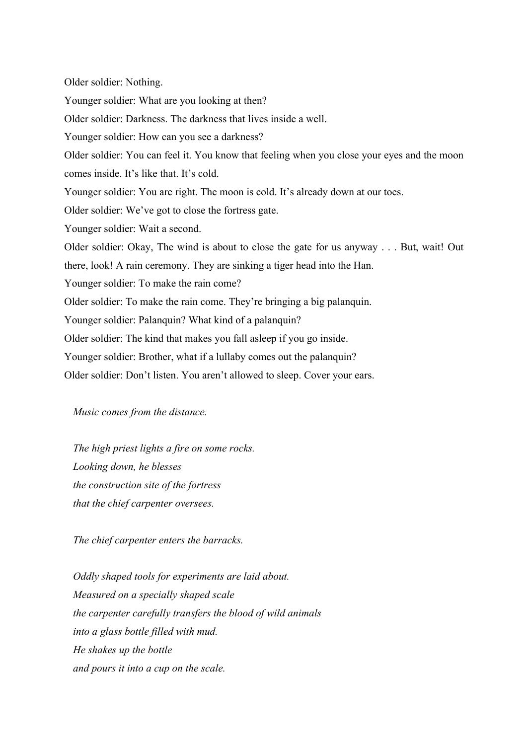Older soldier: Nothing.

Younger soldier: What are you looking at then?

Older soldier: Darkness. The darkness that lives inside a well.

Younger soldier: How can you see a darkness?

Older soldier: You can feel it. You know that feeling when you close your eyes and the moon comes inside. It's like that. It's cold.

Younger soldier: You are right. The moon is cold. It's already down at our toes.

Older soldier: We've got to close the fortress gate.

Younger soldier: Wait a second.

Older soldier: Okay, The wind is about to close the gate for us anyway . . . But, wait! Out there, look! A rain ceremony. They are sinking a tiger head into the Han.

Younger soldier: To make the rain come?

Older soldier: To make the rain come. They're bringing a big palanquin.

Younger soldier: Palanquin? What kind of a palanquin?

Older soldier: The kind that makes you fall asleep if you go inside.

Younger soldier: Brother, what if a lullaby comes out the palanquin?

Older soldier: Don't listen. You aren't allowed to sleep. Cover your ears.

*Music comes from the distance.*

*The high priest lights a fire on some rocks.*
*Looking down, he blesses*
*the construction site of the fortress*
*that the chief carpenter oversees.*

*The chief carpenter enters the barracks.*

*Oddly shaped tools for experiments are laid about.*
*Measured on a specially shaped scale*
*the carpenter carefully transfers the blood of wild animals*
*into a glass bottle filled with mud.*
*He shakes up the bottle*
*and pours it into a cup on the scale.*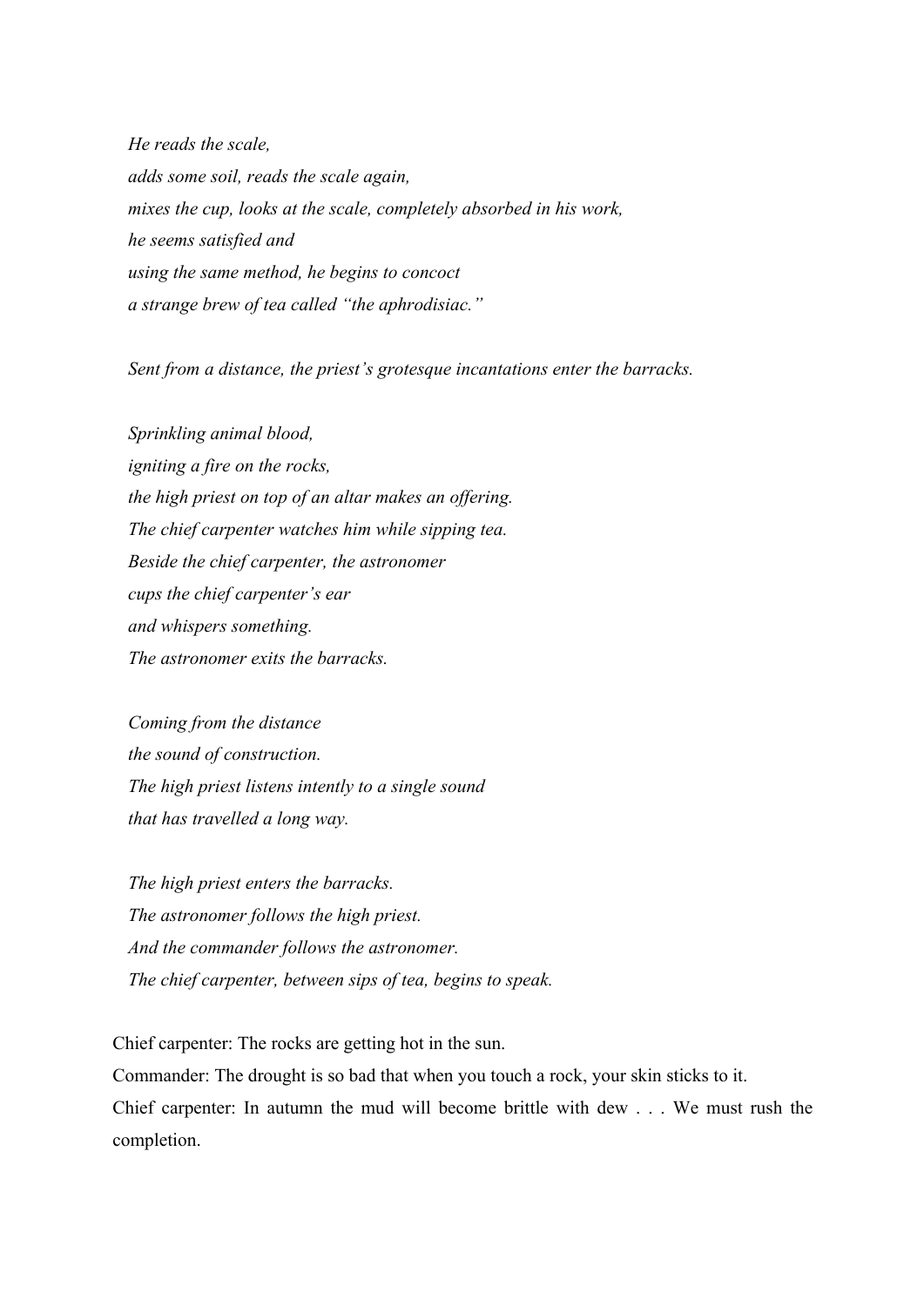*He reads the scale,*
*adds some soil, reads the scale again,*
*mixes the cup, looks at the scale, completely absorbed in his work,*
*he seems satisfied and*
*using the same method, he begins to concoct*
*a strange brew of tea called "the aphrodisiac."*

*Sent from a distance, the priest's grotesque incantations enter the barracks.*

*Sprinkling animal blood,*
*igniting a fire on the rocks,*
*the high priest on top of an altar makes an offering.*
*The chief carpenter watches him while sipping tea.*
*Beside the chief carpenter, the astronomer*
*cups the chief carpenter's ear*
*and whispers something.*
*The astronomer exits the barracks.*

*Coming from the distance*
*the sound of construction.*
*The high priest listens intently to a single sound*
*that has travelled a long way.*

*The high priest enters the barracks.*
*The astronomer follows the high priest.*
*And the commander follows the astronomer.*
*The chief carpenter, between sips of tea, begins to speak.*

Chief carpenter: The rocks are getting hot in the sun.
Commander: The drought is so bad that when you touch a rock, your skin sticks to it.
Chief carpenter: In autumn the mud will become brittle with dew . . . We must rush the completion.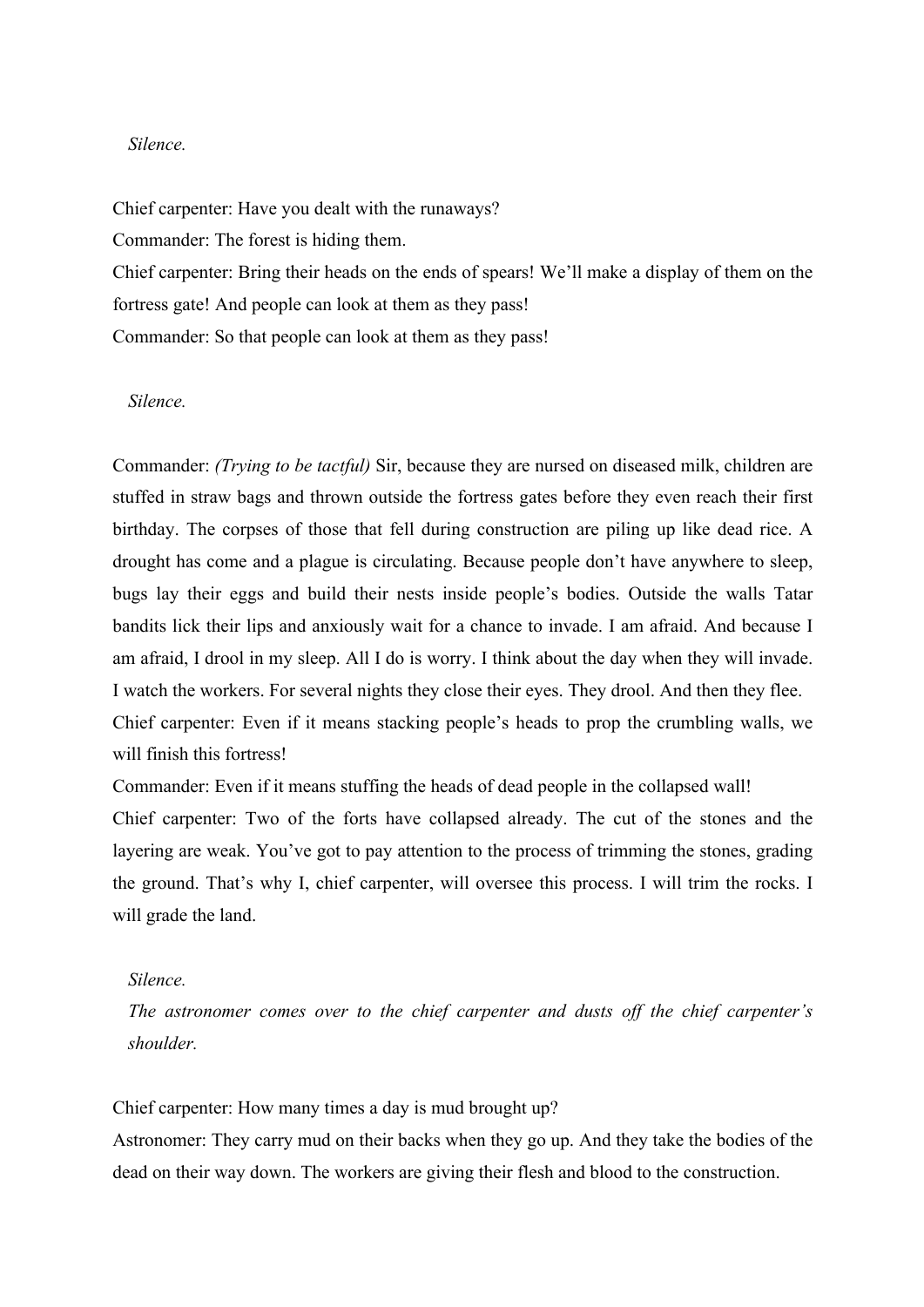*Silence.*

Chief carpenter: Have you dealt with the runaways?
Commander: The forest is hiding them.
Chief carpenter: Bring their heads on the ends of spears! We'll make a display of them on the fortress gate! And people can look at them as they pass!
Commander: So that people can look at them as they pass!

*Silence.*

Commander: *(Trying to be tactful)* Sir, because they are nursed on diseased milk, children are stuffed in straw bags and thrown outside the fortress gates before they even reach their first birthday. The corpses of those that fell during construction are piling up like dead rice. A drought has come and a plague is circulating. Because people don't have anywhere to sleep, bugs lay their eggs and build their nests inside people's bodies. Outside the walls Tatar bandits lick their lips and anxiously wait for a chance to invade. I am afraid. And because I am afraid, I drool in my sleep. All I do is worry. I think about the day when they will invade. I watch the workers. For several nights they close their eyes. They drool. And then they flee.
Chief carpenter: Even if it means stacking people's heads to prop the crumbling walls, we will finish this fortress!
Commander: Even if it means stuffing the heads of dead people in the collapsed wall!
Chief carpenter: Two of the forts have collapsed already. The cut of the stones and the layering are weak. You've got to pay attention to the process of trimming the stones, grading the ground. That's why I, chief carpenter, will oversee this process. I will trim the rocks. I will grade the land.

*Silence.*
*The astronomer comes over to the chief carpenter and dusts off the chief carpenter's shoulder.*

Chief carpenter: How many times a day is mud brought up?
Astronomer: They carry mud on their backs when they go up. And they take the bodies of the dead on their way down. The workers are giving their flesh and blood to the construction.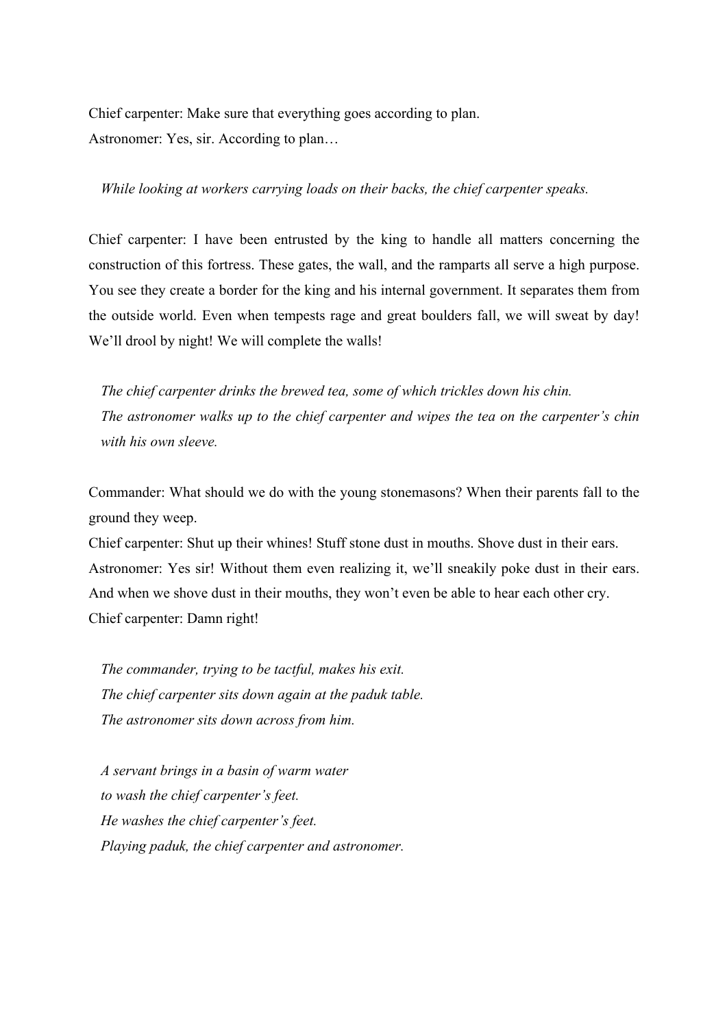Chief carpenter: Make sure that everything goes according to plan.
Astronomer: Yes, sir. According to plan…

*While looking at workers carrying loads on their backs, the chief carpenter speaks.*

Chief carpenter: I have been entrusted by the king to handle all matters concerning the construction of this fortress. These gates, the wall, and the ramparts all serve a high purpose. You see they create a border for the king and his internal government. It separates them from the outside world. Even when tempests rage and great boulders fall, we will sweat by day! We'll drool by night! We will complete the walls!

*The chief carpenter drinks the brewed tea, some of which trickles down his chin.*
*The astronomer walks up to the chief carpenter and wipes the tea on the carpenter's chin with his own sleeve.*

Commander: What should we do with the young stonemasons? When their parents fall to the ground they weep.
Chief carpenter: Shut up their whines! Stuff stone dust in mouths. Shove dust in their ears.
Astronomer: Yes sir! Without them even realizing it, we'll sneakily poke dust in their ears. And when we shove dust in their mouths, they won't even be able to hear each other cry.
Chief carpenter: Damn right!

*The commander, trying to be tactful, makes his exit.*
*The chief carpenter sits down again at the paduk table.*
*The astronomer sits down across from him.*

*A servant brings in a basin of warm water*
*to wash the chief carpenter's feet.*
*He washes the chief carpenter's feet.*
*Playing paduk, the chief carpenter and astronomer.*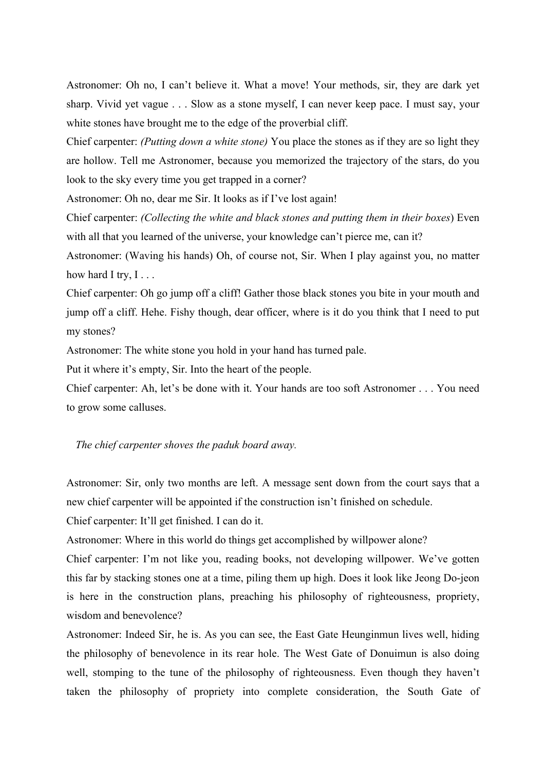Astronomer: Oh no, I can't believe it. What a move! Your methods, sir, they are dark yet sharp. Vivid yet vague . . . Slow as a stone myself, I can never keep pace. I must say, your white stones have brought me to the edge of the proverbial cliff.

Chief carpenter: *(Putting down a white stone)* You place the stones as if they are so light they are hollow. Tell me Astronomer, because you memorized the trajectory of the stars, do you look to the sky every time you get trapped in a corner?

Astronomer: Oh no, dear me Sir. It looks as if I've lost again!

Chief carpenter: *(Collecting the white and black stones and putting them in their boxes*) Even with all that you learned of the universe, your knowledge can't pierce me, can it?

Astronomer: (Waving his hands) Oh, of course not, Sir. When I play against you, no matter how hard I try, I . . .

Chief carpenter: Oh go jump off a cliff! Gather those black stones you bite in your mouth and jump off a cliff. Hehe. Fishy though, dear officer, where is it do you think that I need to put my stones?

Astronomer: The white stone you hold in your hand has turned pale.

Put it where it's empty, Sir. Into the heart of the people.

Chief carpenter: Ah, let's be done with it. Your hands are too soft Astronomer . . . You need to grow some calluses.

*The chief carpenter shoves the paduk board away.*

Astronomer: Sir, only two months are left. A message sent down from the court says that a new chief carpenter will be appointed if the construction isn't finished on schedule.

Chief carpenter: It'll get finished. I can do it.

Astronomer: Where in this world do things get accomplished by willpower alone?

Chief carpenter: I'm not like you, reading books, not developing willpower. We've gotten this far by stacking stones one at a time, piling them up high. Does it look like Jeong Do-jeon is here in the construction plans, preaching his philosophy of righteousness, propriety, wisdom and benevolence?

Astronomer: Indeed Sir, he is. As you can see, the East Gate Heunginmun lives well, hiding the philosophy of benevolence in its rear hole. The West Gate of Donuimun is also doing well, stomping to the tune of the philosophy of righteousness. Even though they haven't taken the philosophy of propriety into complete consideration, the South Gate of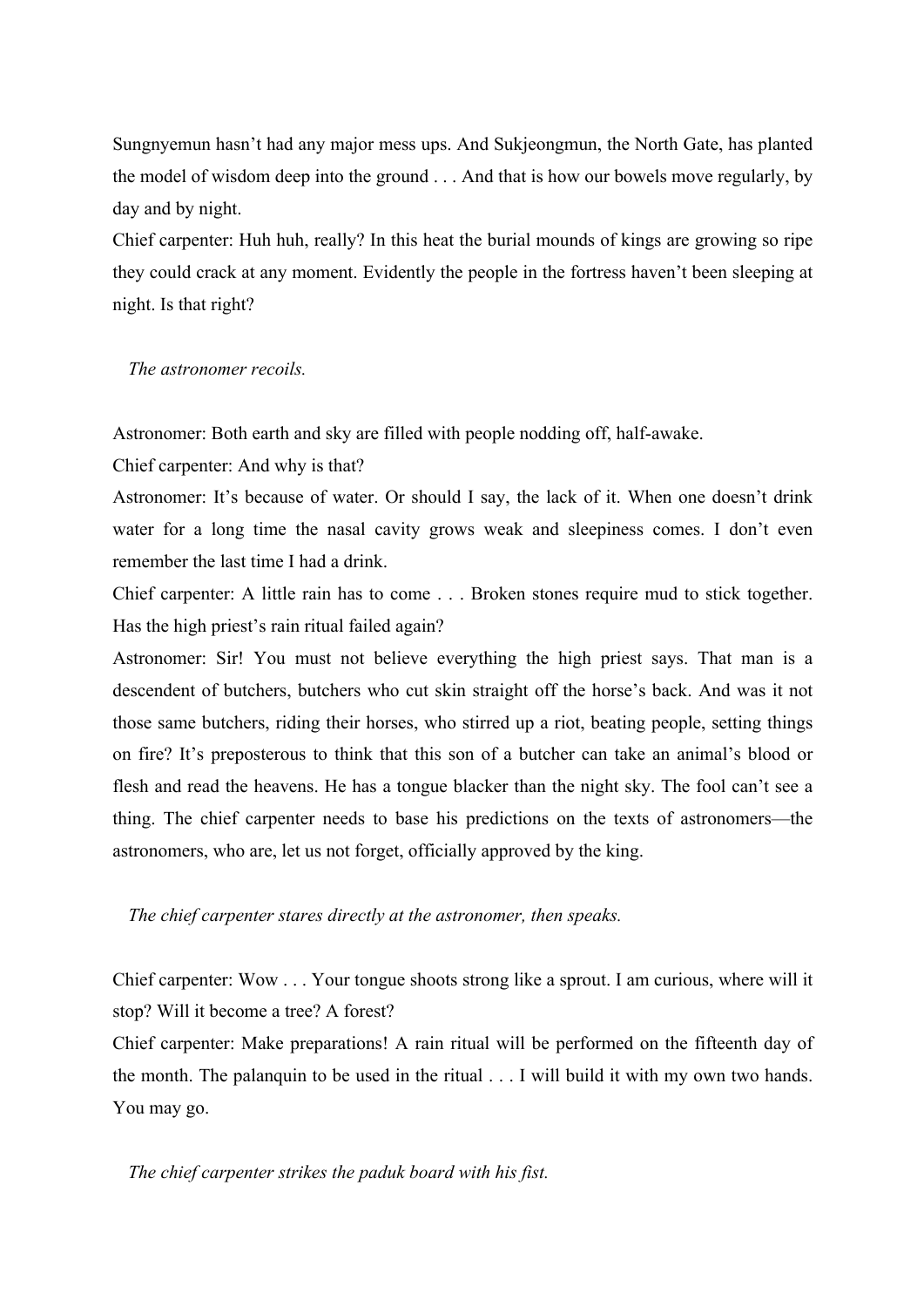Sungnyemun hasn't had any major mess ups. And Sukjeongmun, the North Gate, has planted the model of wisdom deep into the ground . . . And that is how our bowels move regularly, by day and by night.

Chief carpenter: Huh huh, really? In this heat the burial mounds of kings are growing so ripe they could crack at any moment. Evidently the people in the fortress haven't been sleeping at night. Is that right?

*The astronomer recoils.*

Astronomer: Both earth and sky are filled with people nodding off, half-awake.

Chief carpenter: And why is that?

Astronomer: It's because of water. Or should I say, the lack of it. When one doesn't drink water for a long time the nasal cavity grows weak and sleepiness comes. I don't even remember the last time I had a drink.

Chief carpenter: A little rain has to come . . . Broken stones require mud to stick together. Has the high priest's rain ritual failed again?

Astronomer: Sir! You must not believe everything the high priest says. That man is a descendent of butchers, butchers who cut skin straight off the horse's back. And was it not those same butchers, riding their horses, who stirred up a riot, beating people, setting things on fire? It's preposterous to think that this son of a butcher can take an animal's blood or flesh and read the heavens. He has a tongue blacker than the night sky. The fool can't see a thing. The chief carpenter needs to base his predictions on the texts of astronomers—the astronomers, who are, let us not forget, officially approved by the king.

*The chief carpenter stares directly at the astronomer, then speaks.*

Chief carpenter: Wow . . . Your tongue shoots strong like a sprout. I am curious, where will it stop? Will it become a tree? A forest?

Chief carpenter: Make preparations! A rain ritual will be performed on the fifteenth day of the month. The palanquin to be used in the ritual . . . I will build it with my own two hands. You may go.

*The chief carpenter strikes the paduk board with his fist.*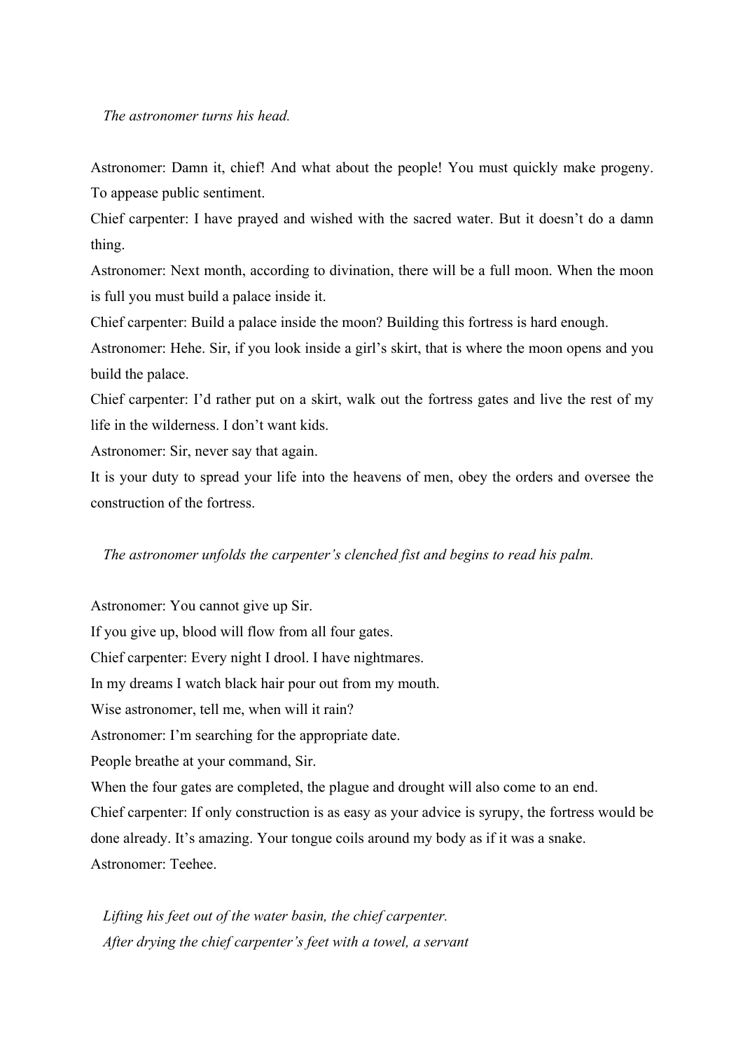*The astronomer turns his head.*

Astronomer: Damn it, chief! And what about the people! You must quickly make progeny. To appease public sentiment.  
Chief carpenter: I have prayed and wished with the sacred water. But it doesn't do a damn thing.  
Astronomer: Next month, according to divination, there will be a full moon. When the moon is full you must build a palace inside it.  
Chief carpenter: Build a palace inside the moon? Building this fortress is hard enough.  
Astronomer: Hehe. Sir, if you look inside a girl's skirt, that is where the moon opens and you build the palace.  
Chief carpenter: I'd rather put on a skirt, walk out the fortress gates and live the rest of my life in the wilderness. I don't want kids.  
Astronomer: Sir, never say that again.  
It is your duty to spread your life into the heavens of men, obey the orders and oversee the construction of the fortress.

*The astronomer unfolds the carpenter's clenched fist and begins to read his palm.*

Astronomer: You cannot give up Sir.  
If you give up, blood will flow from all four gates.  
Chief carpenter: Every night I drool. I have nightmares.  
In my dreams I watch black hair pour out from my mouth.  
Wise astronomer, tell me, when will it rain?  
Astronomer: I'm searching for the appropriate date.  
People breathe at your command, Sir.  
When the four gates are completed, the plague and drought will also come to an end.  
Chief carpenter: If only construction is as easy as your advice is syrupy, the fortress would be done already. It's amazing. Your tongue coils around my body as if it was a snake.  
Astronomer: Teehee.

*Lifting his feet out of the water basin, the chief carpenter.*  
*After drying the chief carpenter's feet with a towel, a servant*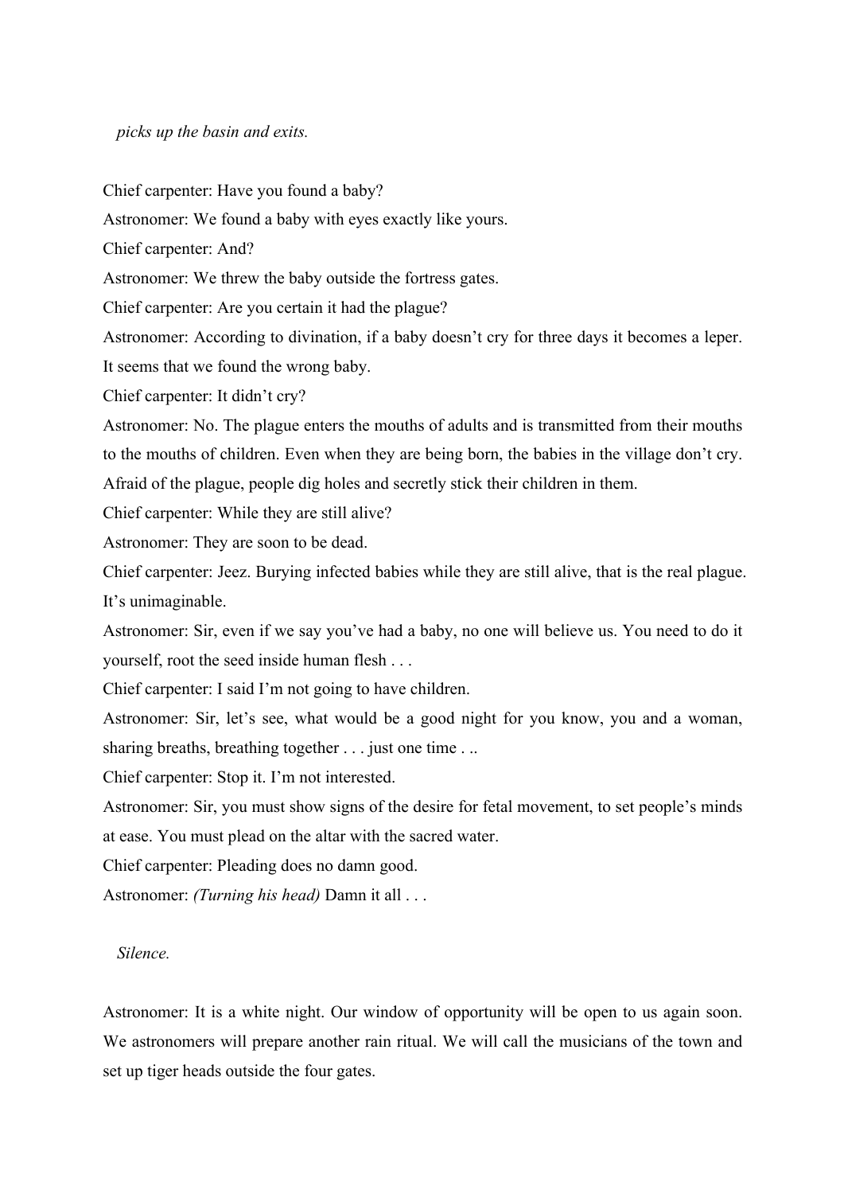*picks up the basin and exits.*

Chief carpenter: Have you found a baby?

Astronomer: We found a baby with eyes exactly like yours.

Chief carpenter: And?

Astronomer: We threw the baby outside the fortress gates.

Chief carpenter: Are you certain it had the plague?

Astronomer: According to divination, if a baby doesn't cry for three days it becomes a leper. It seems that we found the wrong baby.

Chief carpenter: It didn't cry?

Astronomer: No. The plague enters the mouths of adults and is transmitted from their mouths to the mouths of children. Even when they are being born, the babies in the village don't cry. Afraid of the plague, people dig holes and secretly stick their children in them.

Chief carpenter: While they are still alive?

Astronomer: They are soon to be dead.

Chief carpenter: Jeez. Burying infected babies while they are still alive, that is the real plague. It's unimaginable.

Astronomer: Sir, even if we say you've had a baby, no one will believe us. You need to do it yourself, root the seed inside human flesh . . .

Chief carpenter: I said I'm not going to have children.

Astronomer: Sir, let's see, what would be a good night for you know, you and a woman, sharing breaths, breathing together . . . just one time . ..

Chief carpenter: Stop it. I'm not interested.

Astronomer: Sir, you must show signs of the desire for fetal movement, to set people's minds at ease. You must plead on the altar with the sacred water.

Chief carpenter: Pleading does no damn good.

Astronomer: *(Turning his head)* Damn it all . . .

*Silence.*

Astronomer: It is a white night. Our window of opportunity will be open to us again soon. We astronomers will prepare another rain ritual. We will call the musicians of the town and set up tiger heads outside the four gates.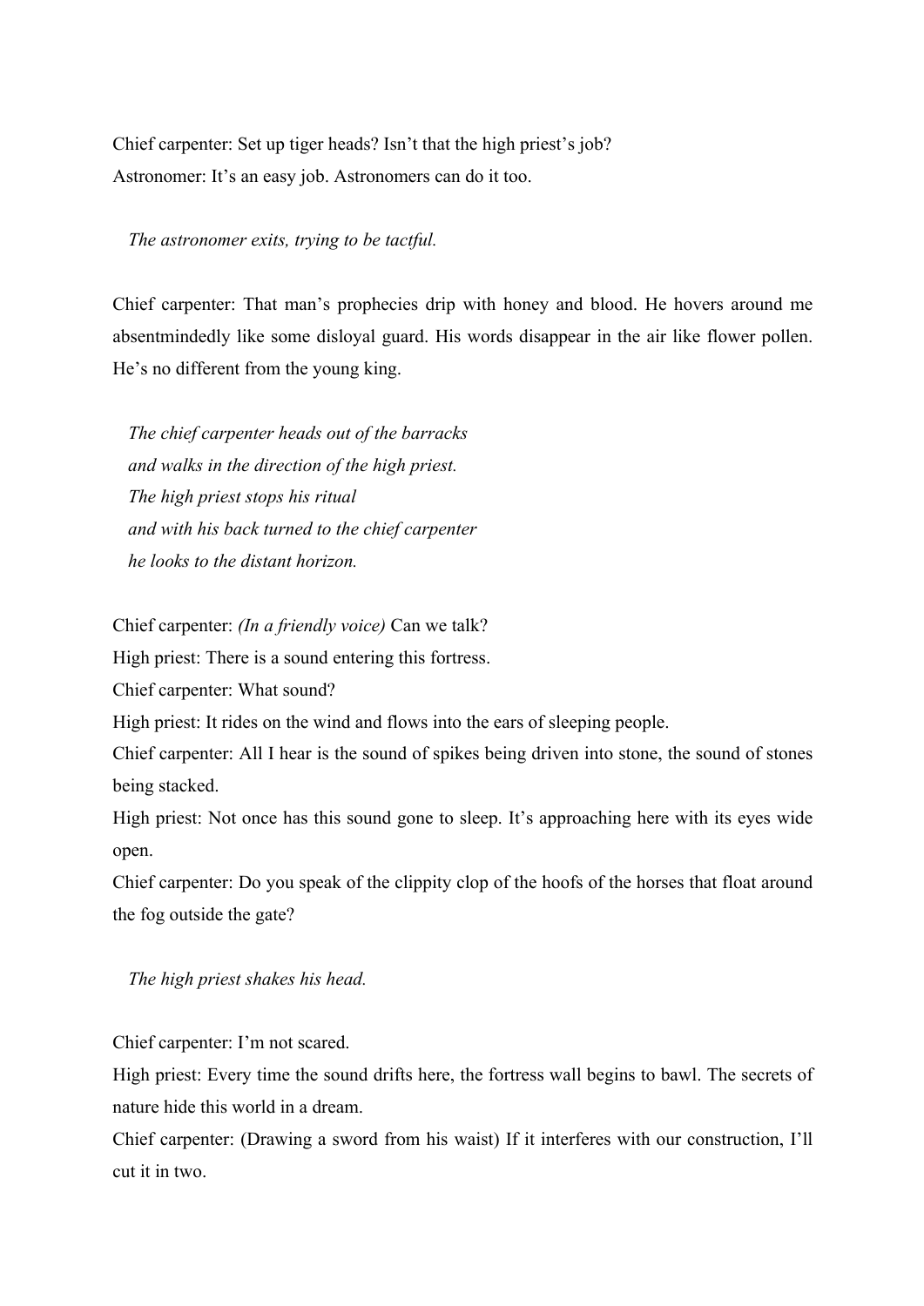Chief carpenter: Set up tiger heads? Isn't that the high priest's job?
Astronomer: It's an easy job. Astronomers can do it too.

*The astronomer exits, trying to be tactful.*

Chief carpenter: That man's prophecies drip with honey and blood. He hovers around me absentmindedly like some disloyal guard. His words disappear in the air like flower pollen. He's no different from the young king.

*The chief carpenter heads out of the barracks*
*and walks in the direction of the high priest.*
*The high priest stops his ritual*
*and with his back turned to the chief carpenter*
*he looks to the distant horizon.*

Chief carpenter: *(In a friendly voice)* Can we talk?
High priest: There is a sound entering this fortress.
Chief carpenter: What sound?
High priest: It rides on the wind and flows into the ears of sleeping people.
Chief carpenter: All I hear is the sound of spikes being driven into stone, the sound of stones being stacked.
High priest: Not once has this sound gone to sleep. It's approaching here with its eyes wide open.
Chief carpenter: Do you speak of the clippity clop of the hoofs of the horses that float around the fog outside the gate?

*The high priest shakes his head.*

Chief carpenter: I'm not scared.
High priest: Every time the sound drifts here, the fortress wall begins to bawl. The secrets of nature hide this world in a dream.
Chief carpenter: (Drawing a sword from his waist) If it interferes with our construction, I'll cut it in two.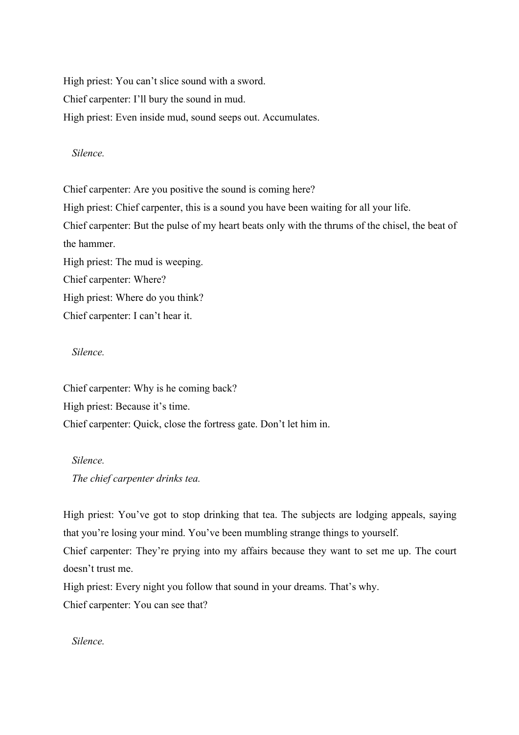High priest: You can't slice sound with a sword.
Chief carpenter: I'll bury the sound in mud.
High priest: Even inside mud, sound seeps out. Accumulates.

*Silence.*

Chief carpenter: Are you positive the sound is coming here?
High priest: Chief carpenter, this is a sound you have been waiting for all your life.
Chief carpenter: But the pulse of my heart beats only with the thrums of the chisel, the beat of the hammer.
High priest: The mud is weeping.
Chief carpenter: Where?
High priest: Where do you think?
Chief carpenter: I can't hear it.

*Silence.*

Chief carpenter: Why is he coming back?
High priest: Because it's time.
Chief carpenter: Quick, close the fortress gate. Don't let him in.

*Silence.*
*The chief carpenter drinks tea.*

High priest: You've got to stop drinking that tea. The subjects are lodging appeals, saying that you're losing your mind. You've been mumbling strange things to yourself.
Chief carpenter: They're prying into my affairs because they want to set me up. The court doesn't trust me.
High priest: Every night you follow that sound in your dreams. That's why.
Chief carpenter: You can see that?

*Silence.*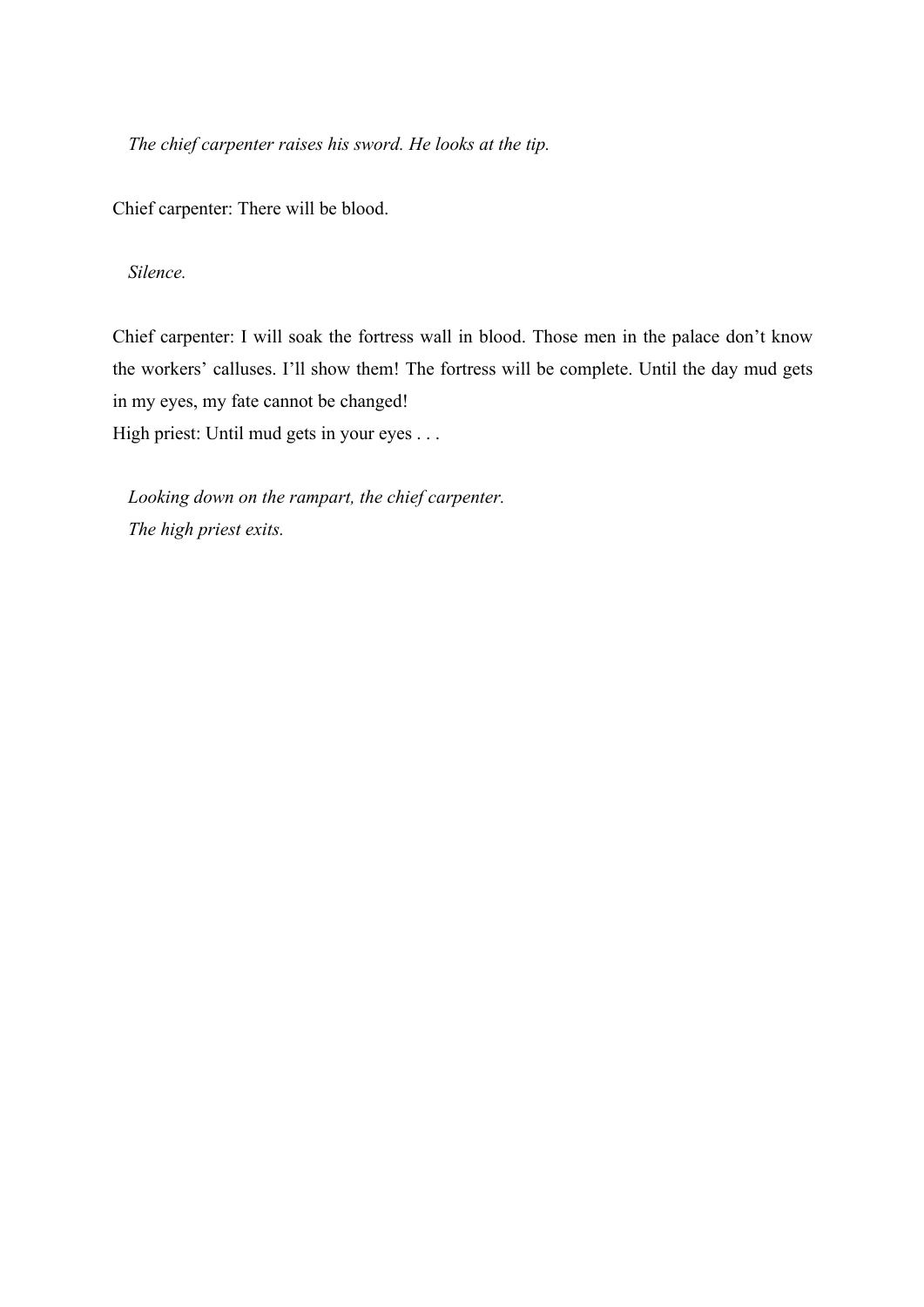*The chief carpenter raises his sword. He looks at the tip.*

Chief carpenter: There will be blood.

*Silence.*

Chief carpenter: I will soak the fortress wall in blood. Those men in the palace don't know the workers' calluses. I'll show them! The fortress will be complete. Until the day mud gets in my eyes, my fate cannot be changed!
High priest: Until mud gets in your eyes . . .

*Looking down on the rampart, the chief carpenter.*
*The high priest exits.*